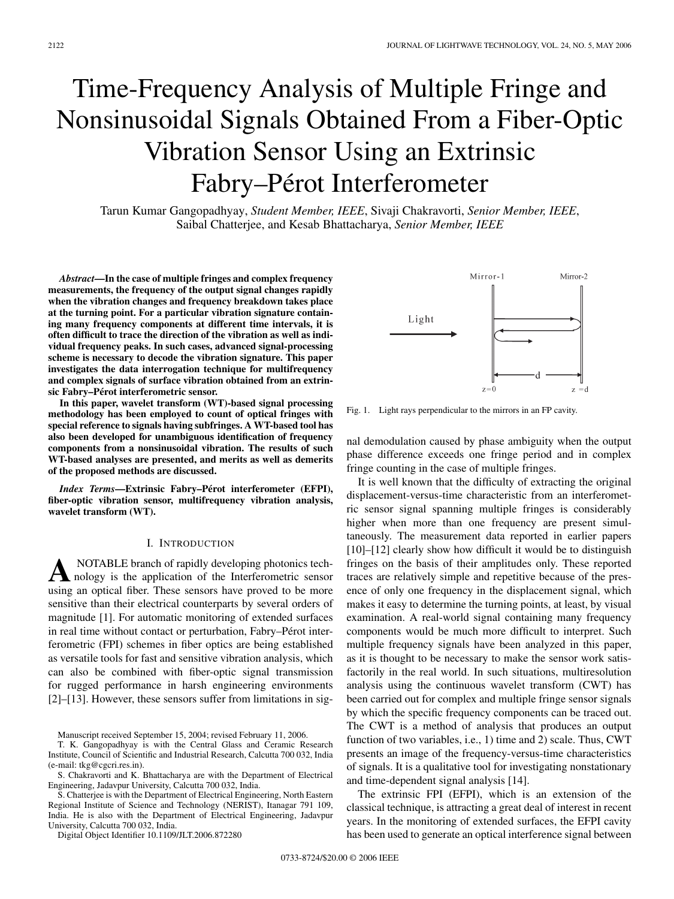# Time-Frequency Analysis of Multiple Fringe and Nonsinusoidal Signals Obtained From a Fiber-Optic Vibration Sensor Using an Extrinsic Fabry–Pérot Interferometer

Tarun Kumar Gangopadhyay, *Student Member, IEEE*, Sivaji Chakravorti, *Senior Member, IEEE*, Saibal Chatterjee, and Kesab Bhattacharya, *Senior Member, IEEE*

***Abstract*—In the case of multiple fringes and complex frequency measurements, the frequency of the output signal changes rapidly when the vibration changes and frequency breakdown takes place at the turning point. For a particular vibration signature containing many frequency components at different time intervals, it is often difficult to trace the direction of the vibration as well as individual frequency peaks. In such cases, advanced signal-processing scheme is necessary to decode the vibration signature. This paper investigates the data interrogation technique for multifrequency and complex signals of surface vibration obtained from an extrinsic Fabry–Pérot interferometric sensor.**

**In this paper, wavelet transform (WT)-based signal processing methodology has been employed to count of optical fringes with special reference to signals having subfringes. A WT-based tool has also been developed for unambiguous identification of frequency components from a nonsinusoidal vibration. The results of such WT-based analyses are presented, and merits as well as demerits of the proposed methods are discussed.**

***Index Terms*—Extrinsic Fabry–Pérot interferometer (EFPI), fiber-optic vibration sensor, multifrequency vibration analysis, wavelet transform (WT).**

## I. Introduction

A NOTABLE branch of rapidly developing photonics technology is the application of the Interferometric sensor using an optical fiber. These sensors have proved to be more sensitive than their electrical counterparts by several orders of magnitude [1]. For automatic monitoring of extended surfaces in real time without contact or perturbation, Fabry–Pérot interferometric (FPI) schemes in fiber optics are being established as versatile tools for fast and sensitive vibration analysis, which can also be combined with fiber-optic signal transmission for rugged performance in harsh engineering environments [2]–[13]. However, these sensors suffer from limitations in signal demodulation caused by phase ambiguity when the output phase difference exceeds one fringe period and in complex fringe counting in the case of multiple fringes.

It is well known that the difficulty of extracting the original displacement-versus-time characteristic from an interferometric sensor signal spanning multiple fringes is considerably higher when more than one frequency are present simultaneously. The measurement data reported in earlier papers [10]–[12] clearly show how difficult it would be to distinguish fringes on the basis of their amplitudes only. These reported traces are relatively simple and repetitive because of the presence of only one frequency in the displacement signal, which makes it easy to determine the turning points, at least, by visual examination. A real-world signal containing many frequency components would be much more difficult to interpret. Such multiple frequency signals have been analyzed in this paper, as it is thought to be necessary to make the sensor work satisfactorily in the real world. In such situations, multiresolution analysis using the continuous wavelet transform (CWT) has been carried out for complex and multiple fringe sensor signals by which the specific frequency components can be traced out. The CWT is a method of analysis that produces an output function of two variables, i.e., 1) time and 2) scale. Thus, CWT presents an image of the frequency-versus-time characteristics of signals. It is a qualitative tool for investigating nonstationary and time-dependent signal analysis [14].

The extrinsic FPI (EFPI), which is an extension of the classical technique, is attracting a great deal of interest in recent years. In the monitoring of extended surfaces, the EFPI cavity has been used to generate an optical interference signal between

Fig. 1. Light rays perpendicular to the mirrors in an FP cavity.

Manuscript received September 15, 2004; revised February 11, 2006.

T. K. Gangopadhyay is with the Central Glass and Ceramic Research Institute, Council of Scientific and Industrial Research, Calcutta 700 032, India (e-mail: tkg@cgcri.res.in).

S. Chakravorti and K. Bhattacharya are with the Department of Electrical Engineering, Jadavpur University, Calcutta 700 032, India.

S. Chatterjee is with the Department of Electrical Engineering, North Eastern Regional Institute of Science and Technology (NERIST), Itanagar 791 109, India. He is also with the Department of Electrical Engineering, Jadavpur University, Calcutta 700 032, India.

Digital Object Identifier 10.1109/JLT.2006.872280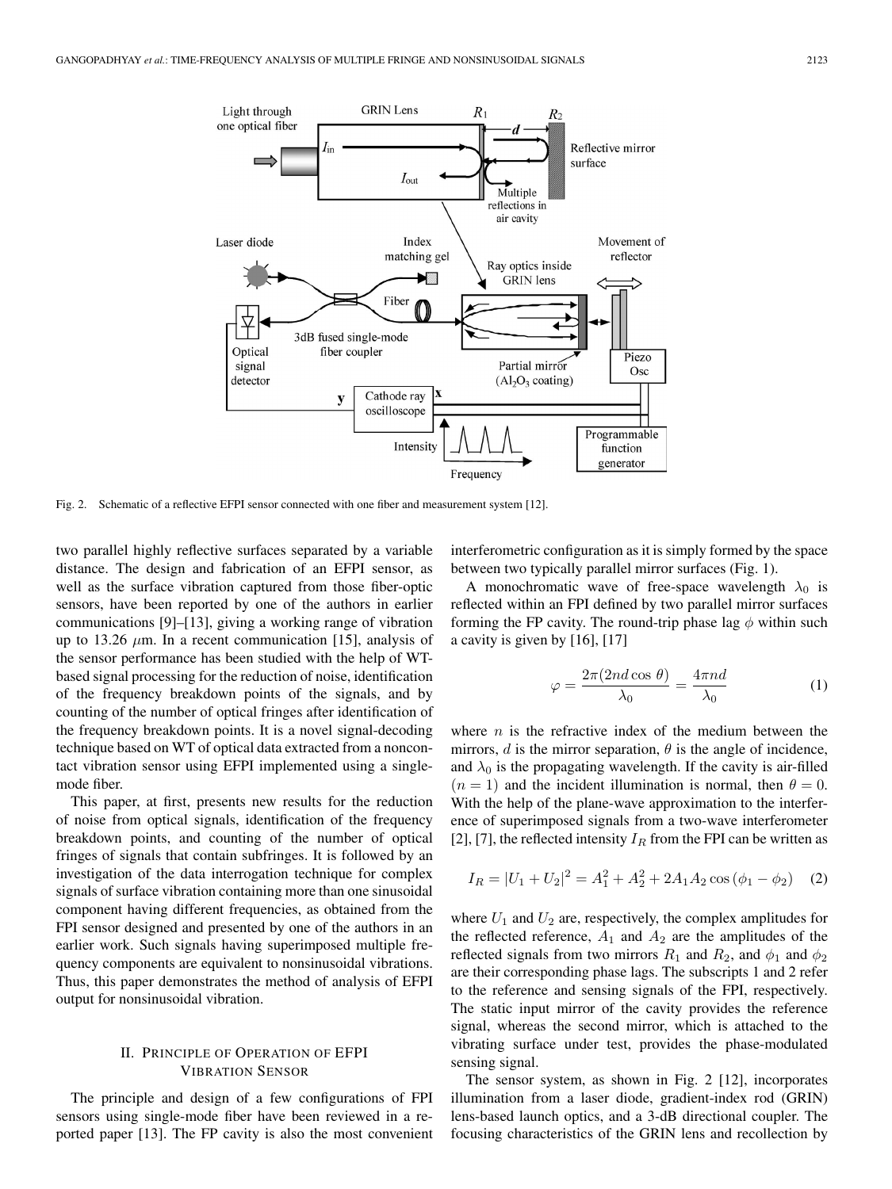Fig. 2. Schematic of a reflective EFPI sensor connected with one fiber and measurement system [12].

two parallel highly reflective surfaces separated by a variable distance. The design and fabrication of an EFPI sensor, as well as the surface vibration captured from those fiber-optic sensors, have been reported by one of the authors in earlier communications [9]–[13], giving a working range of vibration up to 13.26 $\mu$m. In a recent communication [15], analysis of the sensor performance has been studied with the help of WT-based signal processing for the reduction of noise, identification of the frequency breakdown points of the signals, and by counting of the number of optical fringes after identification of the frequency breakdown points. It is a novel signal-decoding technique based on WT of optical data extracted from a noncontact vibration sensor using EFPI implemented using a single-mode fiber.

This paper, at first, presents new results for the reduction of noise from optical signals, identification of the frequency breakdown points, and counting of the number of optical fringes of signals that contain subfringes. It is followed by an investigation of the data interrogation technique for complex signals of surface vibration containing more than one sinusoidal component having different frequencies, as obtained from the FPI sensor designed and presented by one of the authors in an earlier work. Such signals having superimposed multiple frequency components are equivalent to nonsinusoidal vibrations. Thus, this paper demonstrates the method of analysis of EFPI output for nonsinusoidal vibration.

## II. Principle of Operation of EFPI Vibration Sensor

The principle and design of a few configurations of FPI sensors using single-mode fiber have been reviewed in a reported paper [13]. The FP cavity is also the most convenient interferometric configuration as it is simply formed by the space between two typically parallel mirror surfaces (Fig. 1).

A monochromatic wave of free-space wavelength $\lambda_0$ is reflected within an FPI defined by two parallel mirror surfaces forming the FP cavity. The round-trip phase lag $\phi$ within such a cavity is given by [16], [17]

$$\varphi = \frac{2\pi(2nd\cos\theta)}{\lambda_0} = \frac{4\pi nd}{\lambda_0} \tag{1}$$

where $n$ is the refractive index of the medium between the mirrors, $d$ is the mirror separation, $\theta$ is the angle of incidence, and $\lambda_0$ is the propagating wavelength. If the cavity is air-filled $(n = 1)$ and the incident illumination is normal, then $\theta = 0$. With the help of the plane-wave approximation to the interference of superimposed signals from a two-wave interferometer [2], [7], the reflected intensity $I_R$ from the FPI can be written as

$$I_R = |U_1 + U_2|^2 = A_1^2 + A_2^2 + 2A_1A_2\cos(\phi_1 - \phi_2) \tag{2}$$

where $U_1$ and $U_2$ are, respectively, the complex amplitudes for the reflected reference, $A_1$ and $A_2$ are the amplitudes of the reflected signals from two mirrors $R_1$ and $R_2$, and $\phi_1$ and $\phi_2$ are their corresponding phase lags. The subscripts 1 and 2 refer to the reference and sensing signals of the FPI, respectively. The static input mirror of the cavity provides the reference signal, whereas the second mirror, which is attached to the vibrating surface under test, provides the phase-modulated sensing signal.

The sensor system, as shown in Fig. 2 [12], incorporates illumination from a laser diode, gradient-index rod (GRIN) lens-based launch optics, and a 3-dB directional coupler. The focusing characteristics of the GRIN lens and recollection by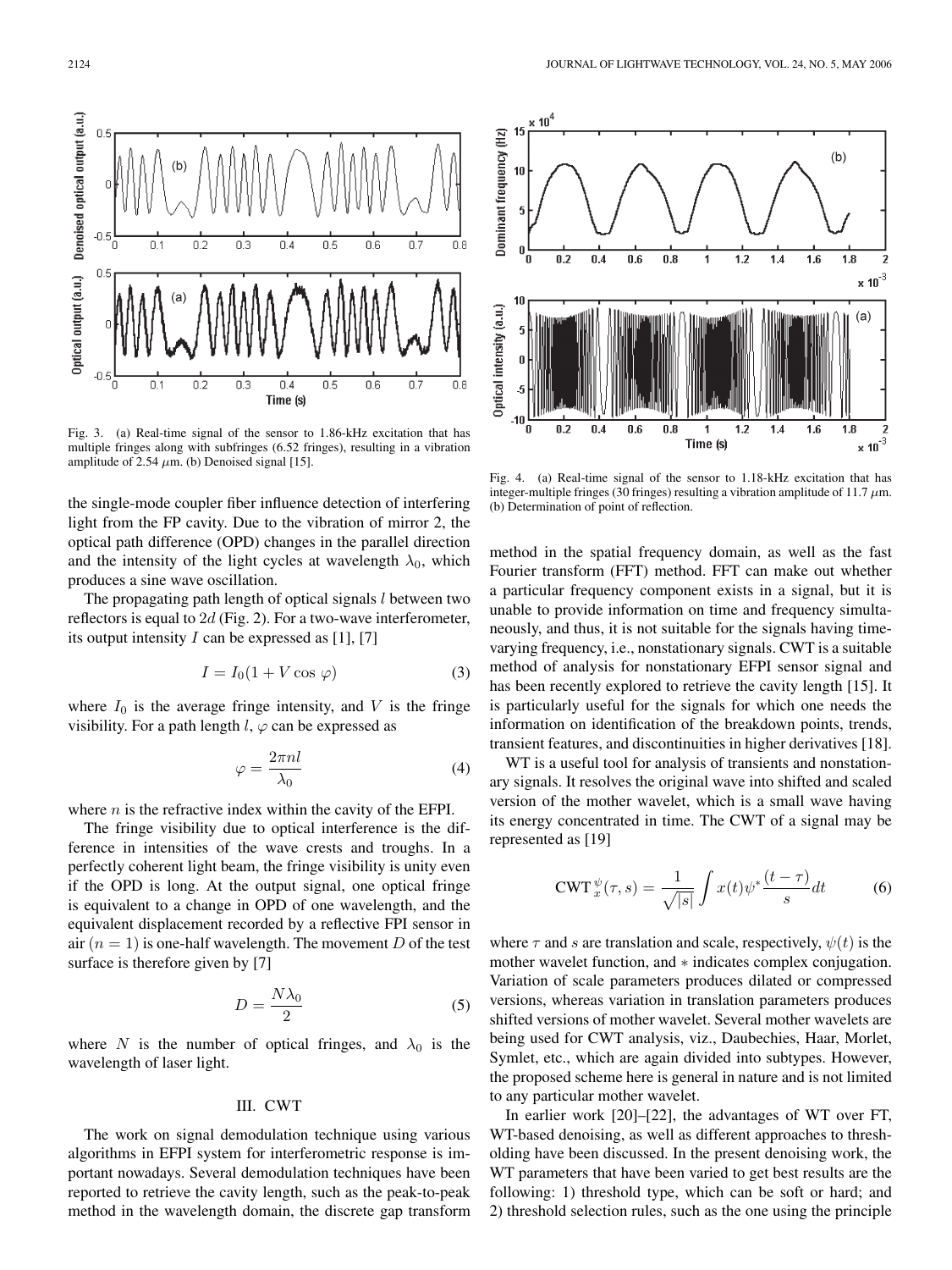Fig. 3. (a) Real-time signal of the sensor to 1.86-kHz excitation that has multiple fringes along with subfringes (6.52 fringes), resulting in a vibration amplitude of 2.54 $\mu$m. (b) Denoised signal [15].

Fig. 4. (a) Real-time signal of the sensor to 1.18-kHz excitation that has integer-multiple fringes (30 fringes) resulting a vibration amplitude of 11.7 $\mu$m. (b) Determination of point of reflection.

the single-mode coupler fiber influence detection of interfering light from the FP cavity. Due to the vibration of mirror 2, the optical path difference (OPD) changes in the parallel direction and the intensity of the light cycles at wavelength $\lambda_0$, which produces a sine wave oscillation.

The propagating path length of optical signals $l$ between two reflectors is equal to $2d$ (Fig. 2). For a two-wave interferometer, its output intensity $I$ can be expressed as [1], [7]

$$I = I_0(1 + V \cos \varphi) \tag{3}$$

where $I_0$ is the average fringe intensity, and $V$ is the fringe visibility. For a path length $l$, $\varphi$ can be expressed as

$$\varphi = \frac{2\pi n l}{\lambda_0} \tag{4}$$

where $n$ is the refractive index within the cavity of the EFPI.

The fringe visibility due to optical interference is the difference in intensities of the wave crests and troughs. In a perfectly coherent light beam, the fringe visibility is unity even if the OPD is long. At the output signal, one optical fringe is equivalent to a change in OPD of one wavelength, and the equivalent displacement recorded by a reflective FPI sensor in air ($n = 1$) is one-half wavelength. The movement $D$ of the test surface is therefore given by [7]

$$D = \frac{N\lambda_0}{2} \tag{5}$$

where $N$ is the number of optical fringes, and $\lambda_0$ is the wavelength of laser light.

## III. CWT

The work on signal demodulation technique using various algorithms in EFPI system for interferometric response is important nowadays. Several demodulation techniques have been reported to retrieve the cavity length, such as the peak-to-peak method in the wavelength domain, the discrete gap transform method in the spatial frequency domain, as well as the fast Fourier transform (FFT) method. FFT can make out whether a particular frequency component exists in a signal, but it is unable to provide information on time and frequency simultaneously, and thus, it is not suitable for the signals having time-varying frequency, i.e., nonstationary signals. CWT is a suitable method of analysis for nonstationary EFPI sensor signal and has been recently explored to retrieve the cavity length [15]. It is particularly useful for the signals for which one needs the information on identification of the breakdown points, trends, transient features, and discontinuities in higher derivatives [18].

WT is a useful tool for analysis of transients and nonstationary signals. It resolves the original wave into shifted and scaled version of the mother wavelet, which is a small wave having its energy concentrated in time. The CWT of a signal may be represented as [19]

$$\text{CWT}_x^{\psi}(\tau, s) = \frac{1}{\sqrt{|s|}} \int x(t)\psi^* \frac{(t-\tau)}{s} dt \tag{6}$$

where $\tau$ and $s$ are translation and scale, respectively, $\psi(t)$ is the mother wavelet function, and $*$ indicates complex conjugation. Variation of scale parameters produces dilated or compressed versions, whereas variation in translation parameters produces shifted versions of mother wavelet. Several mother wavelets are being used for CWT analysis, viz., Daubechies, Haar, Morlet, Symlet, etc., which are again divided into subtypes. However, the proposed scheme here is general in nature and is not limited to any particular mother wavelet.

In earlier work [20]–[22], the advantages of WT over FT, WT-based denoising, as well as different approaches to thresholding have been discussed. In the present denoising work, the WT parameters that have been varied to get best results are the following: 1) threshold type, which can be soft or hard; and 2) threshold selection rules, such as the one using the principle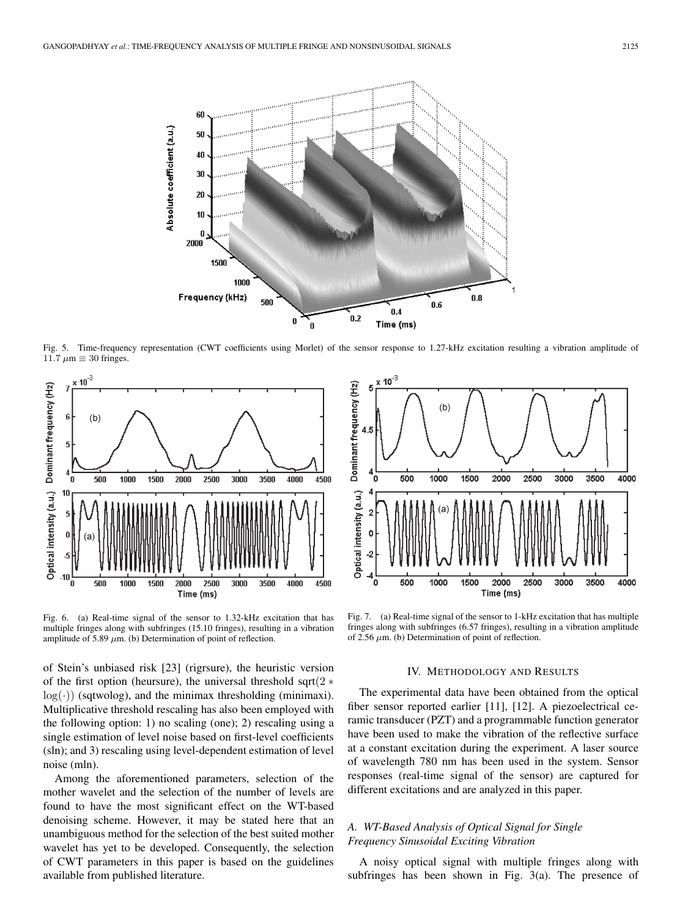Fig. 5. Time-frequency representation (CWT coefficients using Morlet) of the sensor response to 1.27-kHz excitation resulting a vibration amplitude of 11.7 $\mu$m $\equiv$ 30 fringes.

Fig. 6. (a) Real-time signal of the sensor to 1.32-kHz excitation that has multiple fringes along with subfringes (15.10 fringes), resulting in a vibration amplitude of 5.89 $\mu$m. (b) Determination of point of reflection.

Fig. 7. (a) Real-time signal of the sensor to 1-kHz excitation that has multiple fringes along with subfringes (6.57 fringes), resulting in a vibration amplitude of 2.56 $\mu$m. (b) Determination of point of reflection.

of Stein's unbiased risk [23] (rigrsure), the heuristic version of the first option (heursure), the universal threshold sqrt$(2 * \log(\cdot))$ (sqtwolog), and the minimax thresholding (minimaxi). Multiplicative threshold rescaling has also been employed with the following option: 1) no scaling (one); 2) rescaling using a single estimation of level noise based on first-level coefficients (sln); and 3) rescaling using level-dependent estimation of level noise (mln).

Among the aforementioned parameters, selection of the mother wavelet and the selection of the number of levels are found to have the most significant effect on the WT-based denoising scheme. However, it may be stated here that an unambiguous method for the selection of the best suited mother wavelet has yet to be developed. Consequently, the selection of CWT parameters in this paper is based on the guidelines available from published literature.

## IV. Methodology and Results

The experimental data have been obtained from the optical fiber sensor reported earlier [11], [12]. A piezoelectrical ceramic transducer (PZT) and a programmable function generator have been used to make the vibration of the reflective surface at a constant excitation during the experiment. A laser source of wavelength 780 nm has been used in the system. Sensor responses (real-time signal of the sensor) are captured for different excitations and are analyzed in this paper.

### *A. WT-Based Analysis of Optical Signal for Single Frequency Sinusoidal Exciting Vibration*

A noisy optical signal with multiple fringes along with subfringes has been shown in Fig. 3(a). The presence of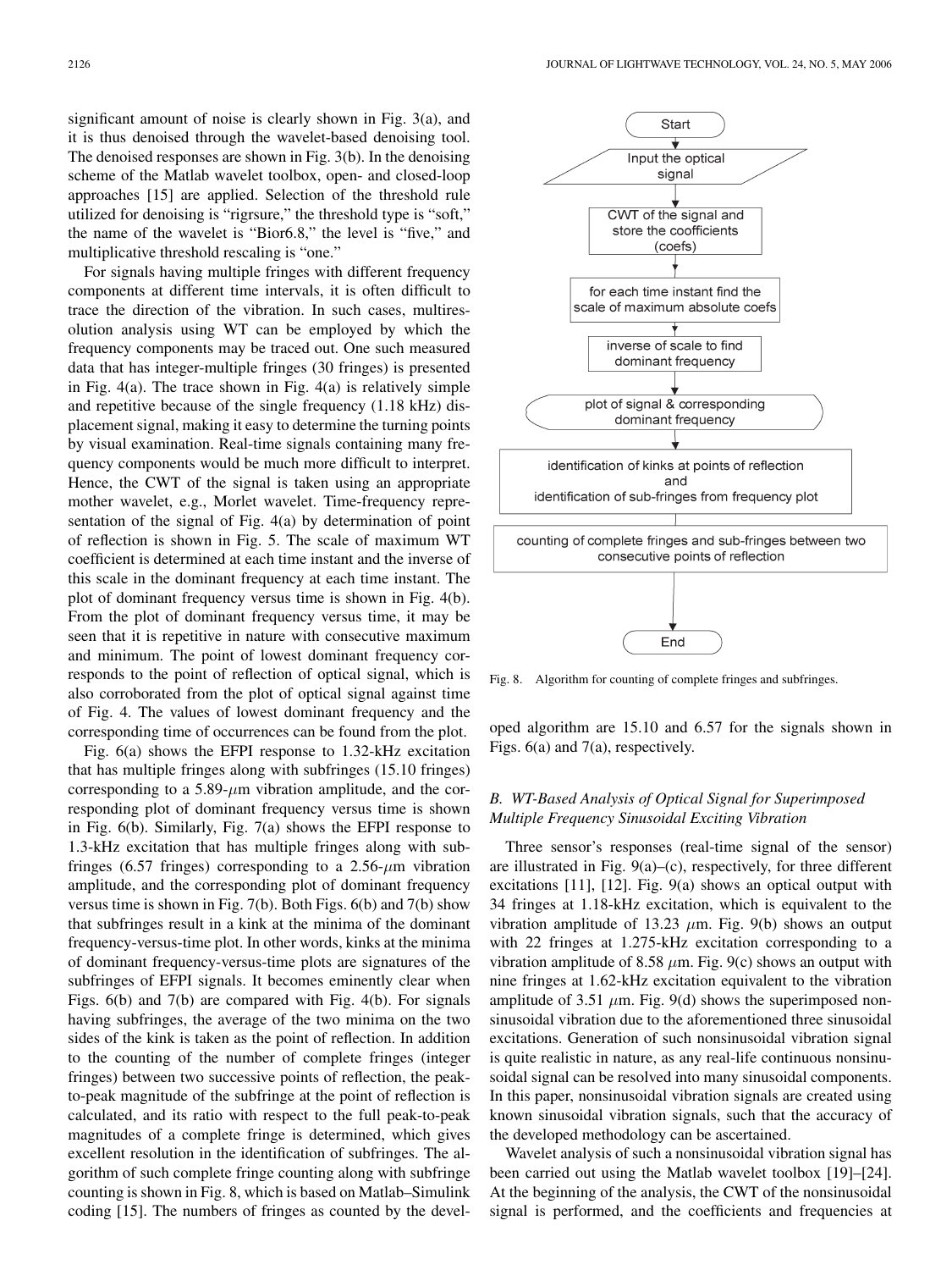significant amount of noise is clearly shown in Fig. 3(a), and it is thus denoised through the wavelet-based denoising tool. The denoised responses are shown in Fig. 3(b). In the denoising scheme of the Matlab wavelet toolbox, open- and closed-loop approaches [15] are applied. Selection of the threshold rule utilized for denoising is "rigrsure," the threshold type is "soft," the name of the wavelet is "Bior6.8," the level is "five," and multiplicative threshold rescaling is "one."

For signals having multiple fringes with different frequency components at different time intervals, it is often difficult to trace the direction of the vibration. In such cases, multiresolution analysis using WT can be employed by which the frequency components may be traced out. One such measured data that has integer-multiple fringes (30 fringes) is presented in Fig. 4(a). The trace shown in Fig. 4(a) is relatively simple and repetitive because of the single frequency (1.18 kHz) displacement signal, making it easy to determine the turning points by visual examination. Real-time signals containing many frequency components would be much more difficult to interpret. Hence, the CWT of the signal is taken using an appropriate mother wavelet, e.g., Morlet wavelet. Time-frequency representation of the signal of Fig. 4(a) by determination of point of reflection is shown in Fig. 5. The scale of maximum WT coefficient is determined at each time instant and the inverse of this scale in the dominant frequency at each time instant. The plot of dominant frequency versus time is shown in Fig. 4(b). From the plot of dominant frequency versus time, it may be seen that it is repetitive in nature with consecutive maximum and minimum. The point of lowest dominant frequency corresponds to the point of reflection of optical signal, which is also corroborated from the plot of optical signal against time of Fig. 4. The values of lowest dominant frequency and the corresponding time of occurrences can be found from the plot.

Fig. 6(a) shows the EFPI response to 1.32-kHz excitation that has multiple fringes along with subfringes (15.10 fringes) corresponding to a 5.89-$\mu$m vibration amplitude, and the corresponding plot of dominant frequency versus time is shown in Fig. 6(b). Similarly, Fig. 7(a) shows the EFPI response to 1.3-kHz excitation that has multiple fringes along with subfringes (6.57 fringes) corresponding to a 2.56-$\mu$m vibration amplitude, and the corresponding plot of dominant frequency versus time is shown in Fig. 7(b). Both Figs. 6(b) and 7(b) show that subfringes result in a kink at the minima of the dominant frequency-versus-time plot. In other words, kinks at the minima of dominant frequency-versus-time plots are signatures of the subfringes of EFPI signals. It becomes eminently clear when Figs. 6(b) and 7(b) are compared with Fig. 4(b). For signals having subfringes, the average of the two minima on the two sides of the kink is taken as the point of reflection. In addition to the counting of the number of complete fringes (integer fringes) between two successive points of reflection, the peak-to-peak magnitude of the subfringe at the point of reflection is calculated, and its ratio with respect to the full peak-to-peak magnitudes of a complete fringe is determined, which gives excellent resolution in the identification of subfringes. The algorithm of such complete fringe counting along with subfringe counting is shown in Fig. 8, which is based on Matlab–Simulink coding [15]. The numbers of fringes as counted by the developed algorithm are 15.10 and 6.57 for the signals shown in Figs. 6(a) and 7(a), respectively.

Fig. 8. Algorithm for counting of complete fringes and subfringes.

### B. WT-Based Analysis of Optical Signal for Superimposed Multiple Frequency Sinusoidal Exciting Vibration

Three sensor's responses (real-time signal of the sensor) are illustrated in Fig. 9(a)–(c), respectively, for three different excitations [11], [12]. Fig. 9(a) shows an optical output with 34 fringes at 1.18-kHz excitation, which is equivalent to the vibration amplitude of 13.23 $\mu$m. Fig. 9(b) shows an output with 22 fringes at 1.275-kHz excitation corresponding to a vibration amplitude of 8.58 $\mu$m. Fig. 9(c) shows an output with nine fringes at 1.62-kHz excitation equivalent to the vibration amplitude of 3.51 $\mu$m. Fig. 9(d) shows the superimposed nonsinusoidal vibration due to the aforementioned three sinusoidal excitations. Generation of such nonsinusoidal vibration signal is quite realistic in nature, as any real-life continuous nonsinusoidal signal can be resolved into many sinusoidal components. In this paper, nonsinusoidal vibration signals are created using known sinusoidal vibration signals, such that the accuracy of the developed methodology can be ascertained.

Wavelet analysis of such a nonsinusoidal vibration signal has been carried out using the Matlab wavelet toolbox [19]–[24]. At the beginning of the analysis, the CWT of the nonsinusoidal signal is performed, and the coefficients and frequencies at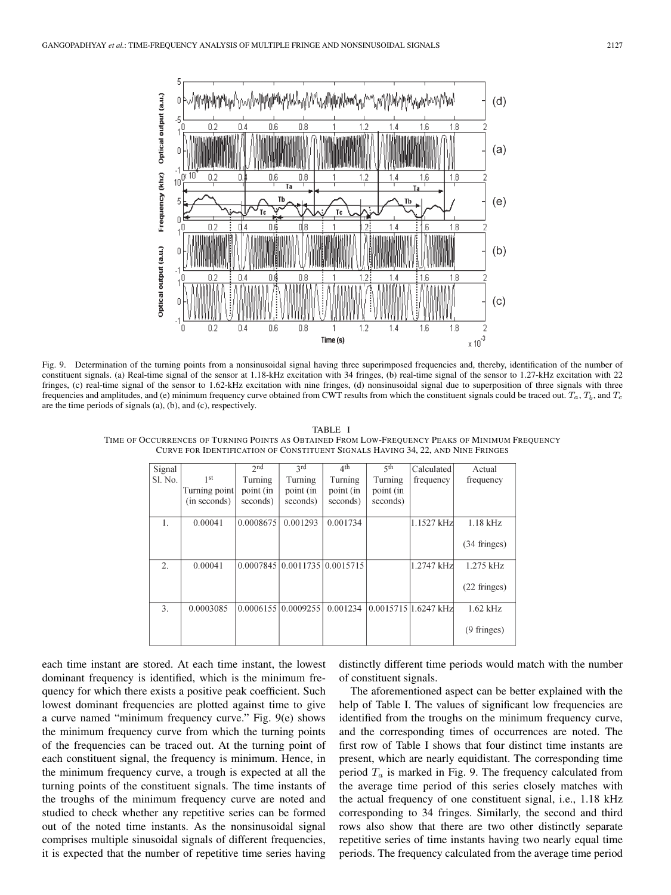Fig. 9. Determination of the turning points from a nonsinusoidal signal having three superimposed frequencies and, thereby, identification of the number of constituent signals. (a) Real-time signal of the sensor at 1.18-kHz excitation with 34 fringes, (b) real-time signal of the sensor to 1.27-kHz excitation with 22 fringes, (c) real-time signal of the sensor to 1.62-kHz excitation with nine fringes, (d) nonsinusoidal signal due to superposition of three signals with three frequencies and amplitudes, and (e) minimum frequency curve obtained from CWT results from which the constituent signals could be traced out. $T_a$, $T_b$, and $T_c$ are the time periods of signals (a), (b), and (c), respectively.

TABLE I
TIME OF OCCURRENCES OF TURNING POINTS AS OBTAINED FROM LOW-FREQUENCY PEAKS OF MINIMUM FREQUENCY CURVE FOR IDENTIFICATION OF CONSTITUENT SIGNALS HAVING 34, 22, AND NINE FRINGES

| Signal Sl. No. | 1st Turning point (in seconds) | 2nd Turning point (in seconds) | 3rd Turning point (in seconds) | 4th Turning point (in seconds) | 5th Turning point (in seconds) | Calculated frequency | Actual frequency |
|---|---|---|---|---|---|---|---|
| 1. | 0.00041 | 0.0008675 | 0.001293 | 0.001734 | | 1.1527 kHz | 1.18 kHz (34 fringes) |
| 2. | 0.00041 | 0.0007845 | 0.0011735 | 0.0015715 | | 1.2747 kHz | 1.275 kHz (22 fringes) |
| 3. | 0.0003085 | 0.0006155 | 0.0009255 | 0.001234 | 0.0015715 | 1.6247 kHz | 1.62 kHz (9 fringes) |

each time instant are stored. At each time instant, the lowest dominant frequency is identified, which is the minimum frequency for which there exists a positive peak coefficient. Such lowest dominant frequencies are plotted against time to give a curve named "minimum frequency curve." Fig. 9(e) shows the minimum frequency curve from which the turning points of the frequencies can be traced out. At the turning point of each constituent signal, the frequency is minimum. Hence, in the minimum frequency curve, a trough is expected at all the turning points of the constituent signals. The time instants of the troughs of the minimum frequency curve are noted and studied to check whether any repetitive series can be formed out of the noted time instants. As the nonsinusoidal signal comprises multiple sinusoidal signals of different frequencies, it is expected that the number of repetitive time series having distinctly different time periods would match with the number of constituent signals.

The aforementioned aspect can be better explained with the help of Table I. The values of significant low frequencies are identified from the troughs on the minimum frequency curve, and the corresponding times of occurrences are noted. The first row of Table I shows that four distinct time instants are present, which are nearly equidistant. The corresponding time period $T_a$ is marked in Fig. 9. The frequency calculated from the average time period of this series closely matches with the actual frequency of one constituent signal, i.e., 1.18 kHz corresponding to 34 fringes. Similarly, the second and third rows also show that there are two other distinctly separate repetitive series of time instants having two nearly equal time periods. The frequency calculated from the average time period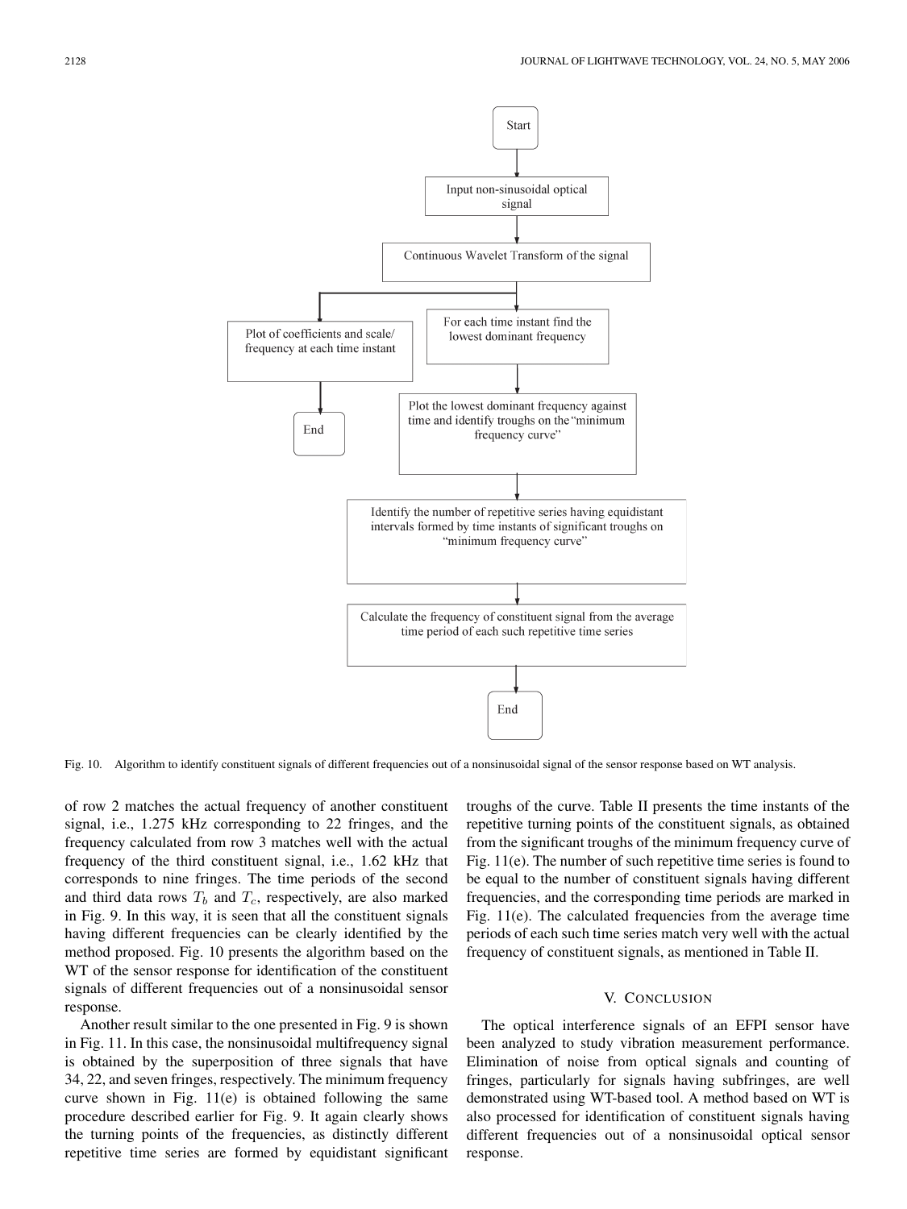Fig. 10. Algorithm to identify constituent signals of different frequencies out of a nonsinusoidal signal of the sensor response based on WT analysis.

of row 2 matches the actual frequency of another constituent signal, i.e., 1.275 kHz corresponding to 22 fringes, and the frequency calculated from row 3 matches well with the actual frequency of the third constituent signal, i.e., 1.62 kHz that corresponds to nine fringes. The time periods of the second and third data rows $T_b$ and $T_c$, respectively, are also marked in Fig. 9. In this way, it is seen that all the constituent signals having different frequencies can be clearly identified by the method proposed. Fig. 10 presents the algorithm based on the WT of the sensor response for identification of the constituent signals of different frequencies out of a nonsinusoidal sensor response.

Another result similar to the one presented in Fig. 9 is shown in Fig. 11. In this case, the nonsinusoidal multifrequency signal is obtained by the superposition of three signals that have 34, 22, and seven fringes, respectively. The minimum frequency curve shown in Fig. 11(e) is obtained following the same procedure described earlier for Fig. 9. It again clearly shows the turning points of the frequencies, as distinctly different repetitive time series are formed by equidistant significant troughs of the curve. Table II presents the time instants of the repetitive turning points of the constituent signals, as obtained from the significant troughs of the minimum frequency curve of Fig. 11(e). The number of such repetitive time series is found to be equal to the number of constituent signals having different frequencies, and the corresponding time periods are marked in Fig. 11(e). The calculated frequencies from the average time periods of each such time series match very well with the actual frequency of constituent signals, as mentioned in Table II.

## V. Conclusion

The optical interference signals of an EFPI sensor have been analyzed to study vibration measurement performance. Elimination of noise from optical signals and counting of fringes, particularly for signals having subfringes, are well demonstrated using WT-based tool. A method based on WT is also processed for identification of constituent signals having different frequencies out of a nonsinusoidal optical sensor response.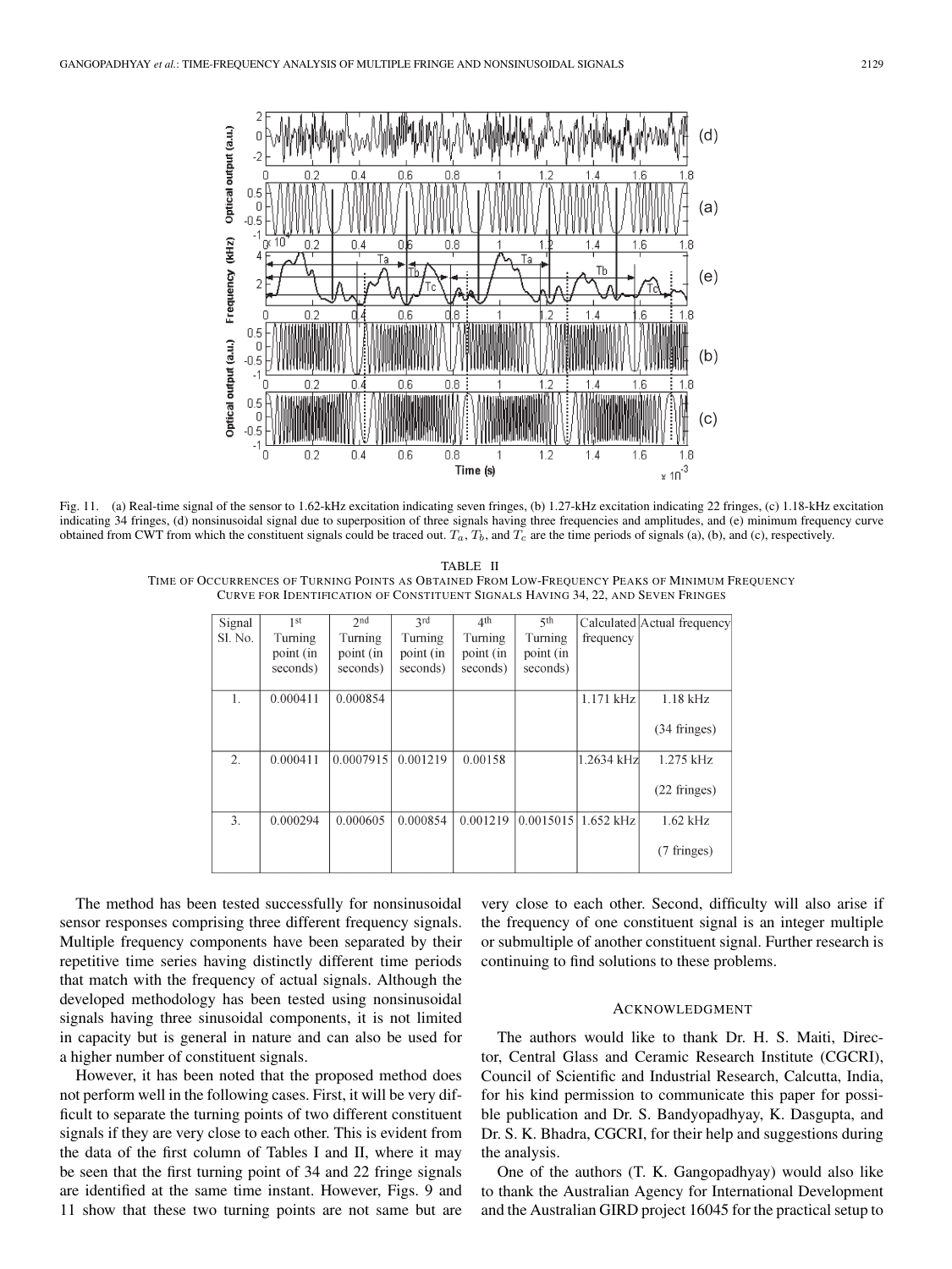Fig. 11. (a) Real-time signal of the sensor to 1.62-kHz excitation indicating seven fringes, (b) 1.27-kHz excitation indicating 22 fringes, (c) 1.18-kHz excitation indicating 34 fringes, (d) nonsinusoidal signal due to superposition of three signals having three frequencies and amplitudes, and (e) minimum frequency curve obtained from CWT from which the constituent signals could be traced out. $T_a$, $T_b$, and $T_c$ are the time periods of signals (a), (b), and (c), respectively.

TABLE II
TIME OF OCCURRENCES OF TURNING POINTS AS OBTAINED FROM LOW-FREQUENCY PEAKS OF MINIMUM FREQUENCY CURVE FOR IDENTIFICATION OF CONSTITUENT SIGNALS HAVING 34, 22, AND SEVEN FRINGES

| Signal Sl. No. | 1st Turning point (in seconds) | 2nd Turning point (in seconds) | 3rd Turning point (in seconds) | 4th Turning point (in seconds) | 5th Turning point (in seconds) | Calculated frequency | Actual frequency |
|---|---|---|---|---|---|---|---|
| 1. | 0.000411 | 0.000854 | | | | 1.171 kHz | 1.18 kHz (34 fringes) |
| 2. | 0.000411 | 0.0007915 | 0.001219 | 0.00158 | | 1.2634 kHz | 1.275 kHz (22 fringes) |
| 3. | 0.000294 | 0.000605 | 0.000854 | 0.001219 | 0.0015015 | 1.652 kHz | 1.62 kHz (7 fringes) |

The method has been tested successfully for nonsinusoidal sensor responses comprising three different frequency signals. Multiple frequency components have been separated by their repetitive time series having distinctly different time periods that match with the frequency of actual signals. Although the developed methodology has been tested using nonsinusoidal signals having three sinusoidal components, it is not limited in capacity but is general in nature and can also be used for a higher number of constituent signals.

However, it has been noted that the proposed method does not perform well in the following cases. First, it will be very difficult to separate the turning points of two different constituent signals if they are very close to each other. This is evident from the data of the first column of Tables I and II, where it may be seen that the first turning point of 34 and 22 fringe signals are identified at the same time instant. However, Figs. 9 and 11 show that these two turning points are not same but are very close to each other. Second, difficulty will also arise if the frequency of one constituent signal is an integer multiple or submultiple of another constituent signal. Further research is continuing to find solutions to these problems.

## ACKNOWLEDGMENT

The authors would like to thank Dr. H. S. Maiti, Director, Central Glass and Ceramic Research Institute (CGCRI), Council of Scientific and Industrial Research, Calcutta, India, for his kind permission to communicate this paper for possible publication and Dr. S. Bandyopadhyay, K. Dasgupta, and Dr. S. K. Bhadra, CGCRI, for their help and suggestions during the analysis.

One of the authors (T. K. Gangopadhyay) would also like to thank the Australian Agency for International Development and the Australian GIRD project 16045 for the practical setup to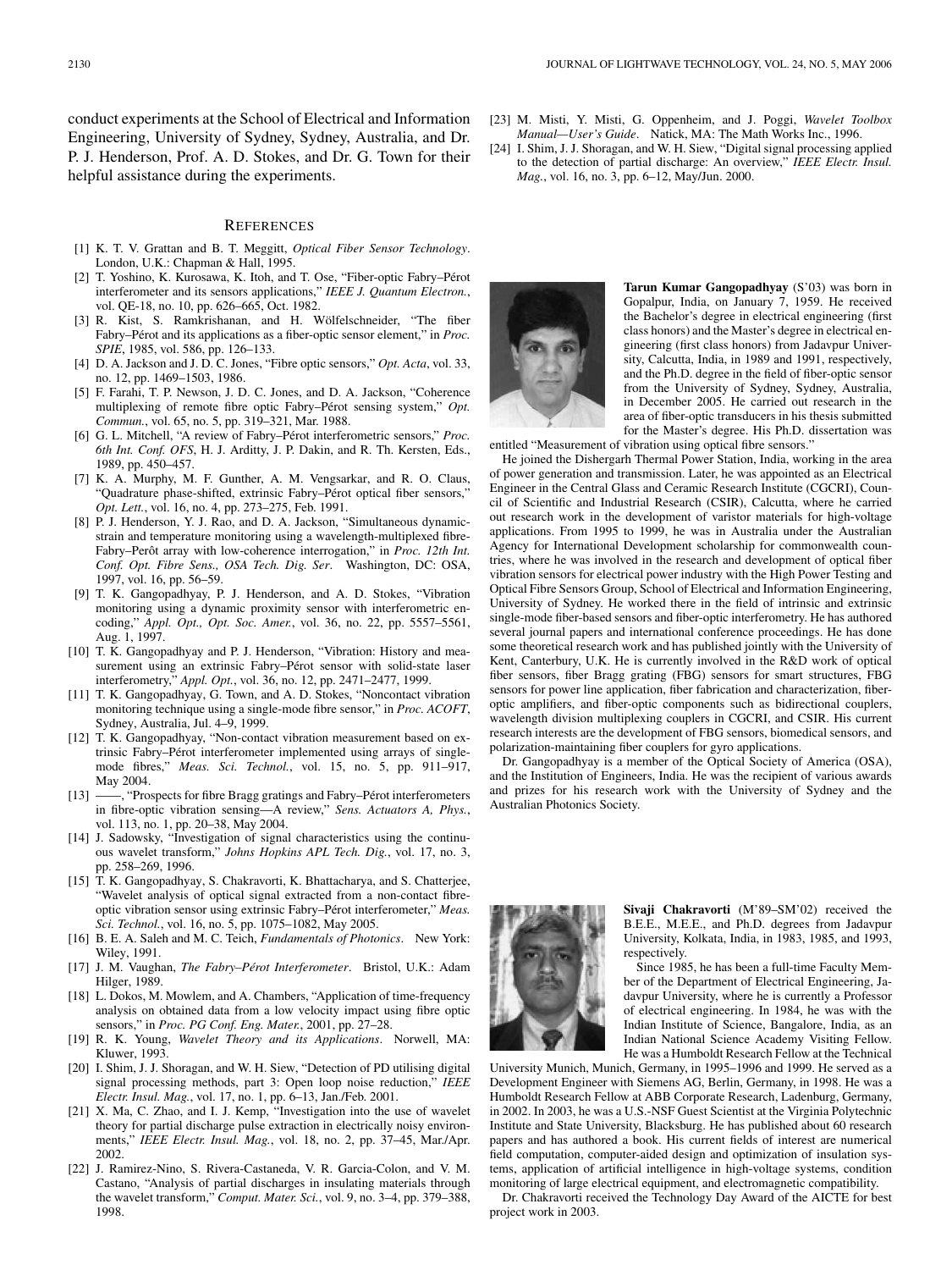conduct experiments at the School of Electrical and Information Engineering, University of Sydney, Sydney, Australia, and Dr. P. J. Henderson, Prof. A. D. Stokes, and Dr. G. Town for their helpful assistance during the experiments.

## References

[1] K. T. V. Grattan and B. T. Meggitt, *Optical Fiber Sensor Technology*. London, U.K.: Chapman & Hall, 1995.

[2] T. Yoshino, K. Kurosawa, K. Itoh, and T. Ose, "Fiber-optic Fabry–Pérot interferometer and its sensors applications," *IEEE J. Quantum Electron.*, vol. QE-18, no. 10, pp. 626–665, Oct. 1982.

[3] R. Kist, S. Ramkrishanan, and H. Wölfelschneider, "The fiber Fabry–Pérot and its applications as a fiber-optic sensor element," in *Proc. SPIE*, 1985, vol. 586, pp. 126–133.

[4] D. A. Jackson and J. D. C. Jones, "Fibre optic sensors," *Opt. Acta*, vol. 33, no. 12, pp. 1469–1503, 1986.

[5] F. Farahi, T. P. Newson, J. D. C. Jones, and D. A. Jackson, "Coherence multiplexing of remote fibre optic Fabry–Pérot sensing system," *Opt. Commun.*, vol. 65, no. 5, pp. 319–321, Mar. 1988.

[6] G. L. Mitchell, "A review of Fabry–Pérot interferometric sensors," *Proc. 6th Int. Conf. OFS*, H. J. Arditty, J. P. Dakin, and R. Th. Kersten, Eds., 1989, pp. 450–457.

[7] K. A. Murphy, M. F. Gunther, A. M. Vengsarkar, and R. O. Claus, "Quadrature phase-shifted, extrinsic Fabry–Pérot optical fiber sensors," *Opt. Lett.*, vol. 16, no. 4, pp. 273–275, Feb. 1991.

[8] P. J. Henderson, Y. J. Rao, and D. A. Jackson, "Simultaneous dynamic-strain and temperature monitoring using a wavelength-multiplexed fibre-Fabry–Perôt array with low-coherence interrogation," in *Proc. 12th Int. Conf. Opt. Fibre Sens., OSA Tech. Dig. Ser*. Washington, DC: OSA, 1997, vol. 16, pp. 56–59.

[9] T. K. Gangopadhyay, P. J. Henderson, and A. D. Stokes, "Vibration monitoring using a dynamic proximity sensor with interferometric encoding," *Appl. Opt., Opt. Soc. Amer.*, vol. 36, no. 22, pp. 5557–5561, Aug. 1, 1997.

[10] T. K. Gangopadhyay and P. J. Henderson, "Vibration: History and measurement using an extrinsic Fabry–Pérot sensor with solid-state laser interferometry," *Appl. Opt.*, vol. 36, no. 12, pp. 2471–2477, 1999.

[11] T. K. Gangopadhyay, G. Town, and A. D. Stokes, "Noncontact vibration monitoring technique using a single-mode fibre sensor," in *Proc. ACOFT*, Sydney, Australia, Jul. 4–9, 1999.

[12] T. K. Gangopadhyay, "Non-contact vibration measurement based on extrinsic Fabry–Pérot interferometer implemented using arrays of single-mode fibres," *Meas. Sci. Technol.*, vol. 15, no. 5, pp. 911–917, May 2004.

[13] ——, "Prospects for fibre Bragg gratings and Fabry–Pérot interferometers in fibre-optic vibration sensing—A review," *Sens. Actuators A, Phys.*, vol. 113, no. 1, pp. 20–38, May 2004.

[14] J. Sadowsky, "Investigation of signal characteristics using the continuous wavelet transform," *Johns Hopkins APL Tech. Dig.*, vol. 17, no. 3, pp. 258–269, 1996.

[15] T. K. Gangopadhyay, S. Chakravorti, K. Bhattacharya, and S. Chatterjee, "Wavelet analysis of optical signal extracted from a non-contact fibre-optic vibration sensor using extrinsic Fabry–Pérot interferometer," *Meas. Sci. Technol.*, vol. 16, no. 5, pp. 1075–1082, May 2005.

[16] B. E. A. Saleh and M. C. Teich, *Fundamentals of Photonics*. New York: Wiley, 1991.

[17] J. M. Vaughan, *The Fabry–Pérot Interferometer*. Bristol, U.K.: Adam Hilger, 1989.

[18] L. Dokos, M. Mowlem, and A. Chambers, "Application of time-frequency analysis on obtained data from a low velocity impact using fibre optic sensors," in *Proc. PG Conf. Eng. Mater.*, 2001, pp. 27–28.

[19] R. K. Young, *Wavelet Theory and its Applications*. Norwell, MA: Kluwer, 1993.

[20] I. Shim, J. J. Shoragan, and W. H. Siew, "Detection of PD utilising digital signal processing methods, part 3: Open loop noise reduction," *IEEE Electr. Insul. Mag.*, vol. 17, no. 1, pp. 6–13, Jan./Feb. 2001.

[21] X. Ma, C. Zhao, and I. J. Kemp, "Investigation into the use of wavelet theory for partial discharge pulse extraction in electrically noisy environments," *IEEE Electr. Insul. Mag.*, vol. 18, no. 2, pp. 37–45, Mar./Apr. 2002.

[22] J. Ramirez-Nino, S. Rivera-Castaneda, V. R. Garcia-Colon, and V. M. Castano, "Analysis of partial discharges in insulating materials through the wavelet transform," *Comput. Mater. Sci.*, vol. 9, no. 3–4, pp. 379–388, 1998.

[23] M. Misti, Y. Misti, G. Oppenheim, and J. Poggi, *Wavelet Toolbox Manual—User's Guide*. Natick, MA: The Math Works Inc., 1996.

[24] I. Shim, J. J. Shoragan, and W. H. Siew, "Digital signal processing applied to the detection of partial discharge: An overview," *IEEE Electr. Insul. Mag.*, vol. 16, no. 3, pp. 6–12, May/Jun. 2000.

**Tarun Kumar Gangopadhyay** (S'03) was born in Gopalpur, India, on January 7, 1959. He received the Bachelor's degree in electrical engineering (first class honors) and the Master's degree in electrical engineering (first class honors) from Jadavpur University, Calcutta, India, in 1989 and 1991, respectively, and the Ph.D. degree in the field of fiber-optic sensor from the University of Sydney, Sydney, Australia, in December 2005. He carried out research in the area of fiber-optic transducers in his thesis submitted for the Master's degree. His Ph.D. dissertation was entitled "Measurement of vibration using optical fibre sensors."

He joined the Dishergarh Thermal Power Station, India, working in the area of power generation and transmission. Later, he was appointed as an Electrical Engineer in the Central Glass and Ceramic Research Institute (CGCRI), Council of Scientific and Industrial Research (CSIR), Calcutta, where he carried out research work in the development of varistor materials for high-voltage applications. From 1995 to 1999, he was in Australia under the Australian Agency for International Development scholarship for commonwealth countries, where he was involved in the research and development of optical fiber vibration sensors for electrical power industry with the High Power Testing and Optical Fibre Sensors Group, School of Electrical and Information Engineering, University of Sydney. He worked there in the field of intrinsic and extrinsic single-mode fiber-based sensors and fiber-optic interferometry. He has authored several journal papers and international conference proceedings. He has done some theoretical research work and has published jointly with the University of Kent, Canterbury, U.K. He is currently involved in the R&D work of optical fiber sensors, fiber Bragg grating (FBG) sensors for smart structures, FBG sensors for power line application, fiber fabrication and characterization, fiber-optic amplifiers, and fiber-optic components such as bidirectional couplers, wavelength division multiplexing couplers in CGCRI, and CSIR. His current research interests are the development of FBG sensors, biomedical sensors, and polarization-maintaining fiber couplers for gyro applications.

Dr. Gangopadhyay is a member of the Optical Society of America (OSA), and the Institution of Engineers, India. He was the recipient of various awards and prizes for his research work with the University of Sydney and the Australian Photonics Society.

**Sivaji Chakravorti** (M'89–SM'02) received the B.E.E., M.E.E., and Ph.D. degrees from Jadavpur University, Kolkata, India, in 1983, 1985, and 1993, respectively.

Since 1985, he has been a full-time Faculty Member of the Department of Electrical Engineering, Jadavpur University, where he is currently a Professor of electrical engineering. In 1984, he was with the Indian Institute of Science, Bangalore, India, as an Indian National Science Academy Visiting Fellow. He was a Humboldt Research Fellow at the Technical University Munich, Munich, Germany, in 1995–1996 and 1999. He served as a Development Engineer with Siemens AG, Berlin, Germany, in 1998. He was a Humboldt Research Fellow at ABB Corporate Research, Ladenburg, Germany, in 2002. In 2003, he was a U.S.-NSF Guest Scientist at the Virginia Polytechnic Institute and State University, Blacksburg. He has published about 60 research papers and has authored a book. His current fields of interest are numerical field computation, computer-aided design and optimization of insulation systems, application of artificial intelligence in high-voltage systems, condition monitoring of large electrical equipment, and electromagnetic compatibility.

Dr. Chakravorti received the Technology Day Award of the AICTE for best project work in 2003.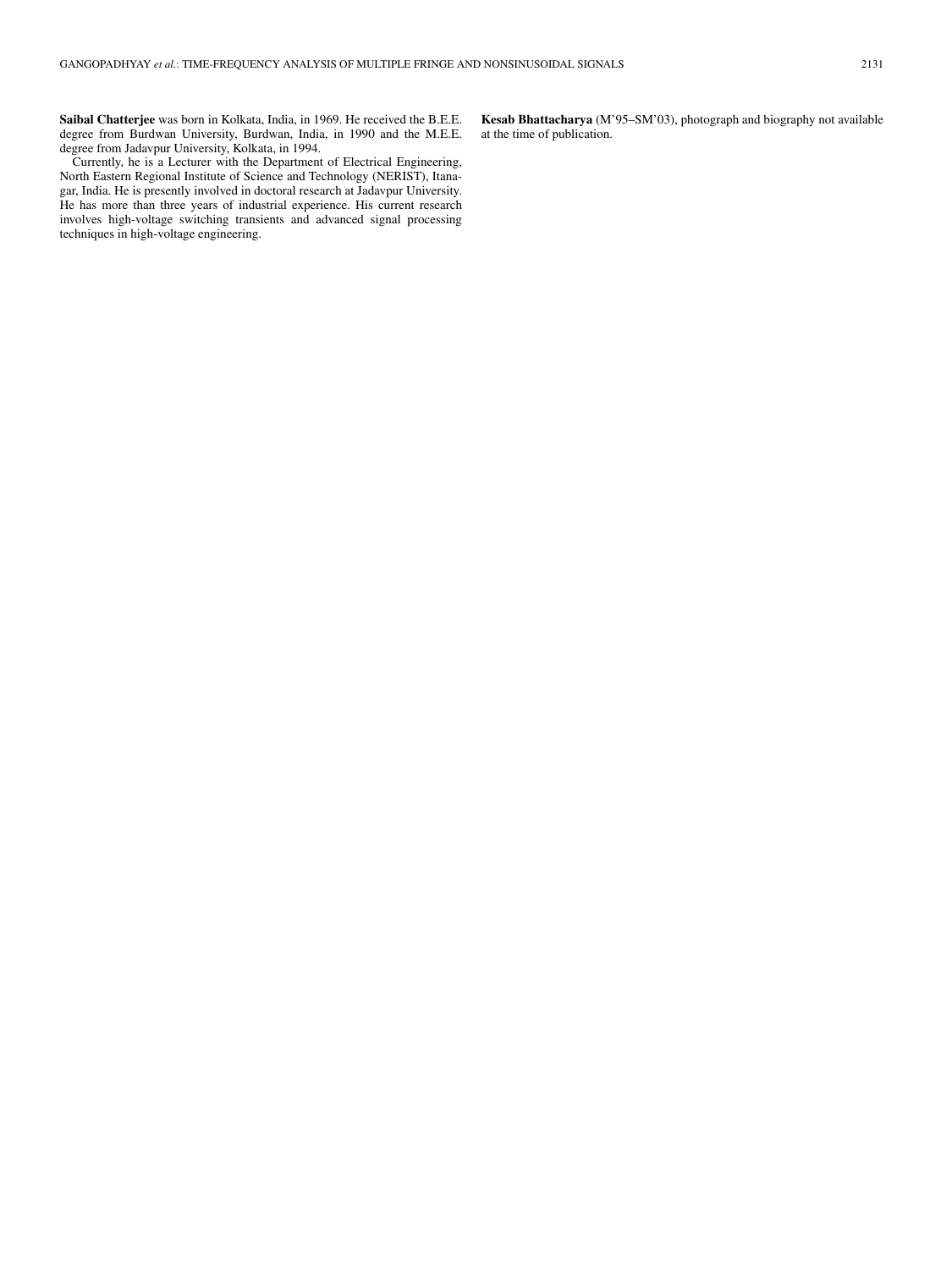**Saibal Chatterjee** was born in Kolkata, India, in 1969. He received the B.E.E. degree from Burdwan University, Burdwan, India, in 1990 and the M.E.E. degree from Jadavpur University, Kolkata, in 1994.

Currently, he is a Lecturer with the Department of Electrical Engineering, North Eastern Regional Institute of Science and Technology (NERIST), Itanagar, India. He is presently involved in doctoral research at Jadavpur University. He has more than three years of industrial experience. His current research involves high-voltage switching transients and advanced signal processing techniques in high-voltage engineering.

**Kesab Bhattacharya** (M'95–SM'03), photograph and biography not available at the time of publication.